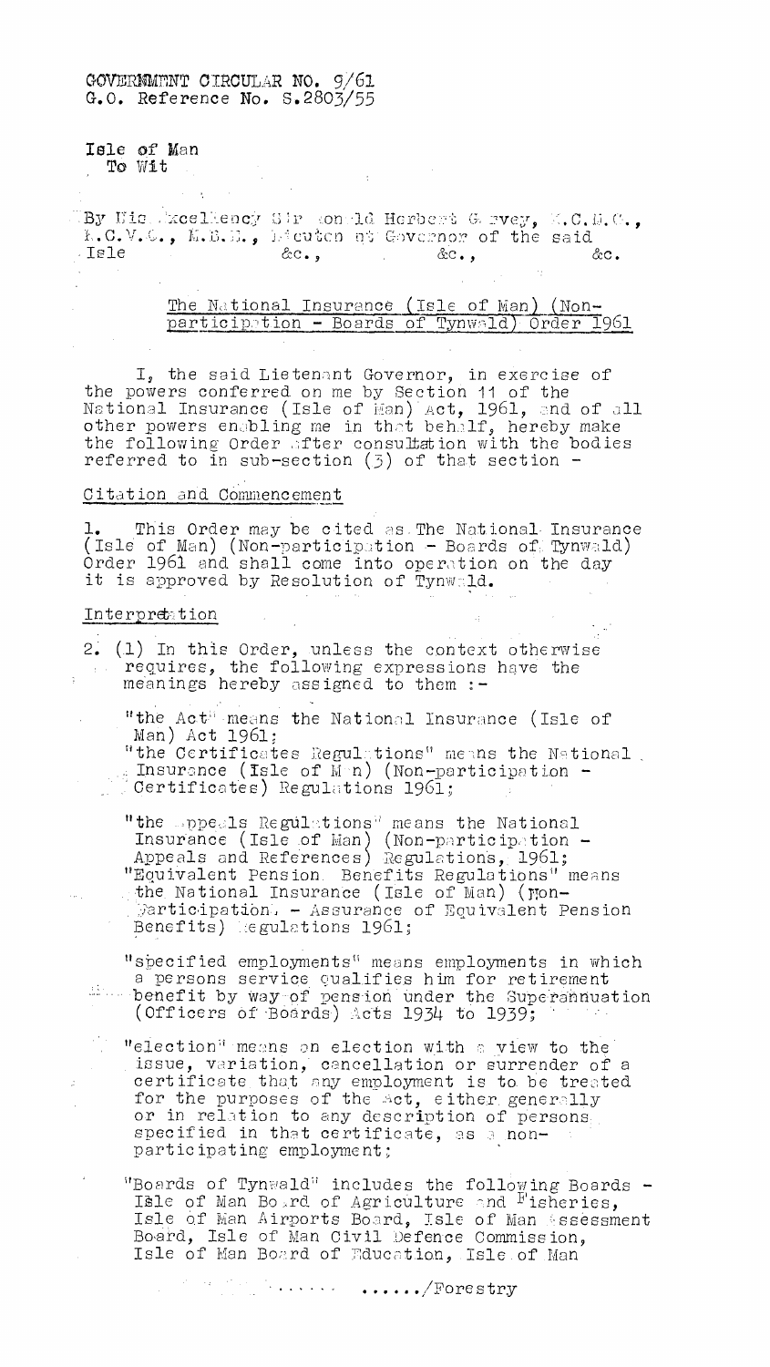GOVERNMENT CIRCULAR NO. 9/61
G.O. Reference No. S.2803/55

Isle of Man
To Wit

By His Excellency Sir Ronald Herbert Garvey, K.C.M.G., K.C.V.O., M.B.E., Lieutenant Governor of the said Isle &c., &c., &c.

The National Insurance (Isle of Man) (Non-participation - Boards of Tynwald) Order 1961

I, the said Lieutenant Governor, in exercise of the powers conferred on me by Section 11 of the National Insurance (Isle of Man) Act, 1961, and of all other powers enabling me in that behalf, hereby make the following Order after consultation with the bodies referred to in sub-section (3) of that section -

Citation and Commencement

1. This Order may be cited as The National Insurance (Isle of Man) (Non-participation - Boards of Tynwald) Order 1961 and shall come into operation on the day it is approved by Resolution of Tynwald.

Interpretation

2. (1) In this Order, unless the context otherwise requires, the following expressions have the meanings hereby assigned to them :-

"the Act" means the National Insurance (Isle of Man) Act 1961;
"the Certificates Regulations" means the National Insurance (Isle of Man) (Non-participation - Certificates) Regulations 1961;

"the Appeals Regulations" means the National Insurance (Isle of Man) (Non-participation - Appeals and References) Regulations, 1961;
"Equivalent Pension Benefits Regulations" means the National Insurance (Isle of Man) (Non-participation - Assurance of Equivalent Pension Benefits) Regulations 1961;

"specified employments" means employments in which a persons service qualifies him for retirement benefit by way of pension under the Superannuation (Officers of Boards) Acts 1934 to 1939;

"election" means an election with a view to the issue, variation, cancellation or surrender of a certificate that any employment is to be treated for the purposes of the Act, either generally or in relation to any description of persons specified in that certificate, as a non-participating employment;

"Boards of Tynwald" includes the following Boards - Isle of Man Board of Agriculture and Fisheries, Isle of Man Airports Board, Isle of Man Assessment Board, Isle of Man Civil Defence Commission, Isle of Man Board of Education, Isle of Man

....../Forestry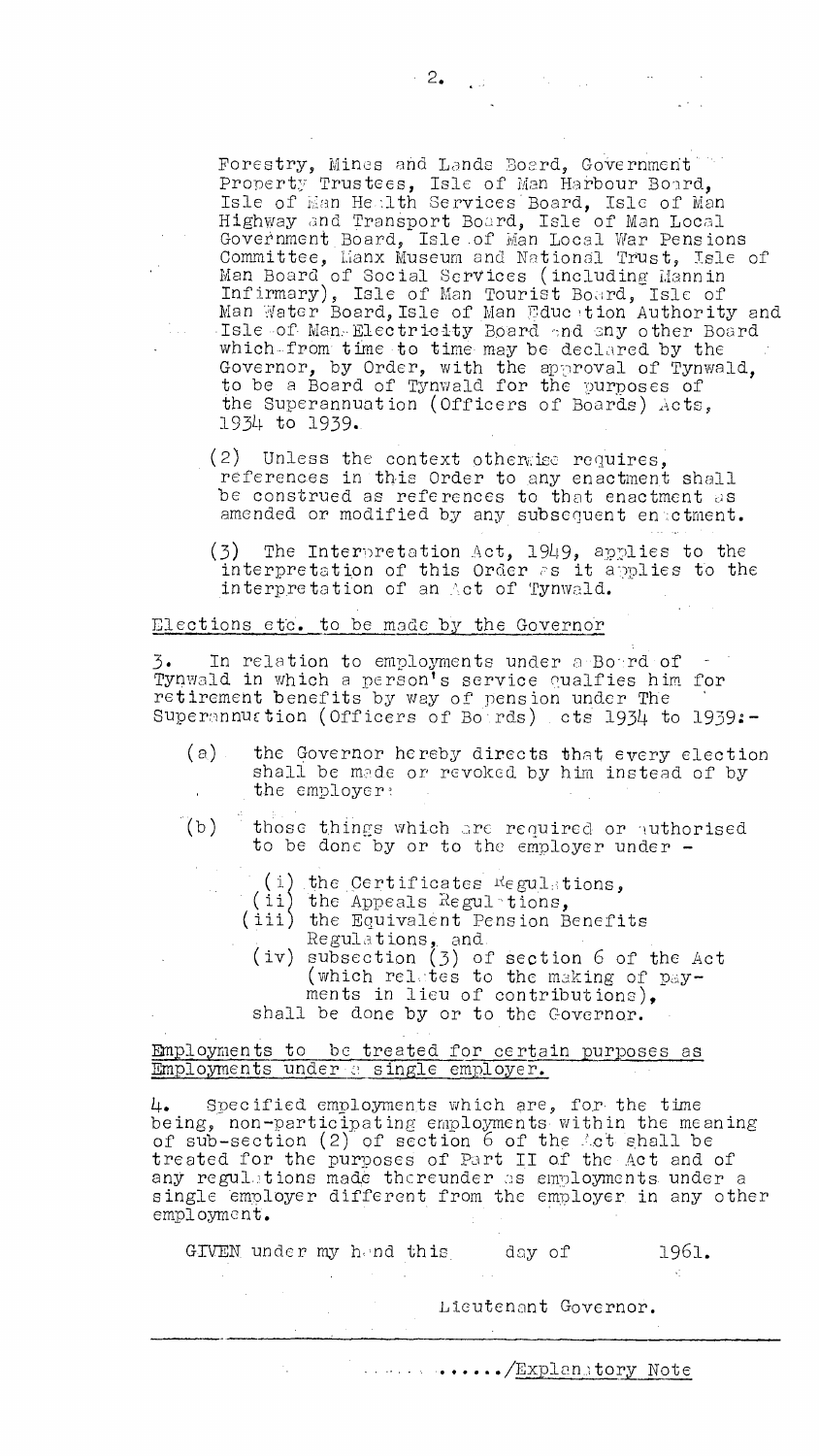Forestry, Mines and Lands Board, Government Property Trustees, Isle of Man Harbour Board, Isle of Man Health Services Board, Isle of Man Highway and Transport Board, Isle of Man Local Government Board, Isle of Man Local War Pensions Committee, Manx Museum and National Trust, Isle of Man Board of Social Services (including Mannin Infirmary), Isle of Man Tourist Board, Isle of Man Water Board, Isle of Man Education Authority and Isle of Man Electricity Board and any other Board which from time to time may be declared by the Governor, by Order, with the approval of Tynwald, to be a Board of Tynwald for the purposes of the Superannuation (Officers of Boards) Acts, 1934 to 1939.

(2) Unless the context otherwise requires, references in this Order to any enactment shall be construed as references to that enactment as amended or modified by any subsequent enactment.

(3) The Interpretation Act, 1949, applies to the interpretation of this Order as it applies to the interpretation of an Act of Tynwald.

Elections etc. to be made by the Governor

3. In relation to employments under a Board of Tynwald in which a person's service qualfies him for retirement benefits by way of pension under The Superannuation (Officers of Boards) Acts 1934 to 1939:-

(a) the Governor hereby directs that every election shall be made or revoked by him instead of by the employer:

(b) those things which are required or authorised to be done by or to the employer under -

(i) the Certificates Regulations,
(ii) the Appeals Regulations,
(iii) the Equivalent Pension Benefits Regulations, and
(iv) subsection (3) of section 6 of the Act (which relates to the making of payments in lieu of contributions),

shall be done by or to the Governor.

Employments to be treated for certain purposes as Employments under a single employer.

4. Specified employments which are, for the time being, non-participating employments within the meaning of sub-section (2) of section 6 of the Act shall be treated for the purposes of Part II of the Act and of any regulations made thereunder as employments under a single employer different from the employer in any other employment.

GIVEN under my hand this day of 1961.

Lieutenant Governor.

....../Explanatory Note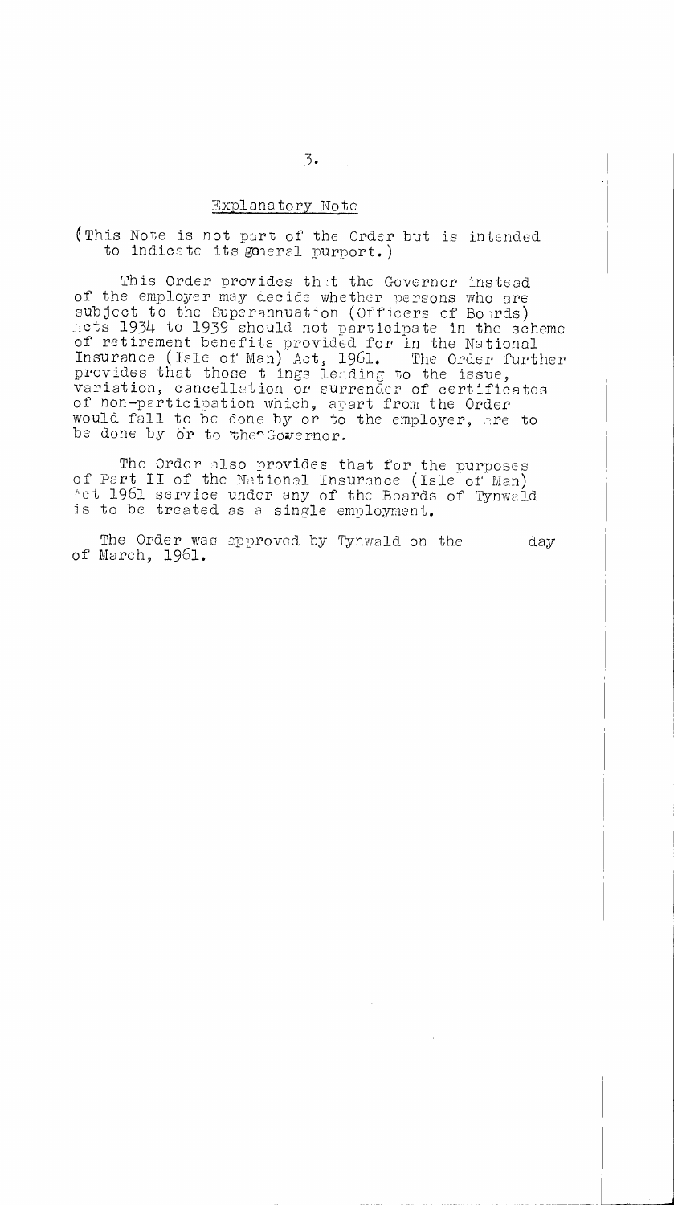## Explanatory Note

(This Note is not part of the Order but is intended to indicate its general purport.)

This Order provides that the Governor instead of the employer may decide whether persons who are subject to the Superannuation (Officers of Boards) Acts 1934 to 1939 should not participate in the scheme of retirement benefits provided for in the National Insurance (Isle of Man) Act, 1961. The Order further provides that those things leading to the issue, variation, cancellation or surrender of certificates of non-participation which, apart from the Order would fall to be done by or to the employer, are to be done by or to the Governor.

The Order also provides that for the purposes of Part II of the National Insurance (Isle of Man) Act 1961 service under any of the Boards of Tynwald is to be treated as a single employment.

The Order was approved by Tynwald on the day of March, 1961.